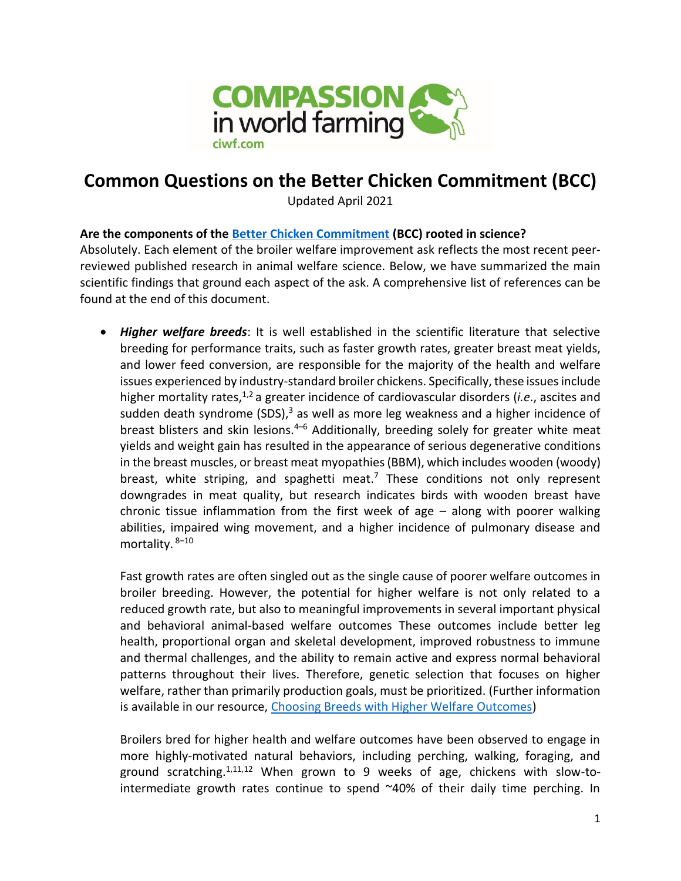# Common Questions on the Better Chicken Commitment (BCC)

Updated April 2021

**Are the components of the [Better Chicken Commitment](#) (BCC) rooted in science?**
Absolutely. Each element of the broiler welfare improvement ask reflects the most recent peer-reviewed published research in animal welfare science. Below, we have summarized the main scientific findings that ground each aspect of the ask. A comprehensive list of references can be found at the end of this document.

- ***Higher welfare breeds***: It is well established in the scientific literature that selective breeding for performance traits, such as faster growth rates, greater breast meat yields, and lower feed conversion, are responsible for the majority of the health and welfare issues experienced by industry-standard broiler chickens. Specifically, these issues include higher mortality rates,[1,2] a greater incidence of cardiovascular disorders (*i.e.*, ascites and sudden death syndrome (SDS),[3] as well as more leg weakness and a higher incidence of breast blisters and skin lesions.[4–6] Additionally, breeding solely for greater white meat yields and weight gain has resulted in the appearance of serious degenerative conditions in the breast muscles, or breast meat myopathies (BBM), which includes wooden (woody) breast, white striping, and spaghetti meat.[7] These conditions not only represent downgrades in meat quality, but research indicates birds with wooden breast have chronic tissue inflammation from the first week of age – along with poorer walking abilities, impaired wing movement, and a higher incidence of pulmonary disease and mortality.[8–10]

  Fast growth rates are often singled out as the single cause of poorer welfare outcomes in broiler breeding. However, the potential for higher welfare is not only related to a reduced growth rate, but also to meaningful improvements in several important physical and behavioral animal-based welfare outcomes These outcomes include better leg health, proportional organ and skeletal development, improved robustness to immune and thermal challenges, and the ability to remain active and express normal behavioral patterns throughout their lives. Therefore, genetic selection that focuses on higher welfare, rather than primarily production goals, must be prioritized. (Further information is available in our resource, [Choosing Breeds with Higher Welfare Outcomes](#))

  Broilers bred for higher health and welfare outcomes have been observed to engage in more highly-motivated natural behaviors, including perching, walking, foraging, and ground scratching.[1,11,12] When grown to 9 weeks of age, chickens with slow-to-intermediate growth rates continue to spend ~40% of their daily time perching. In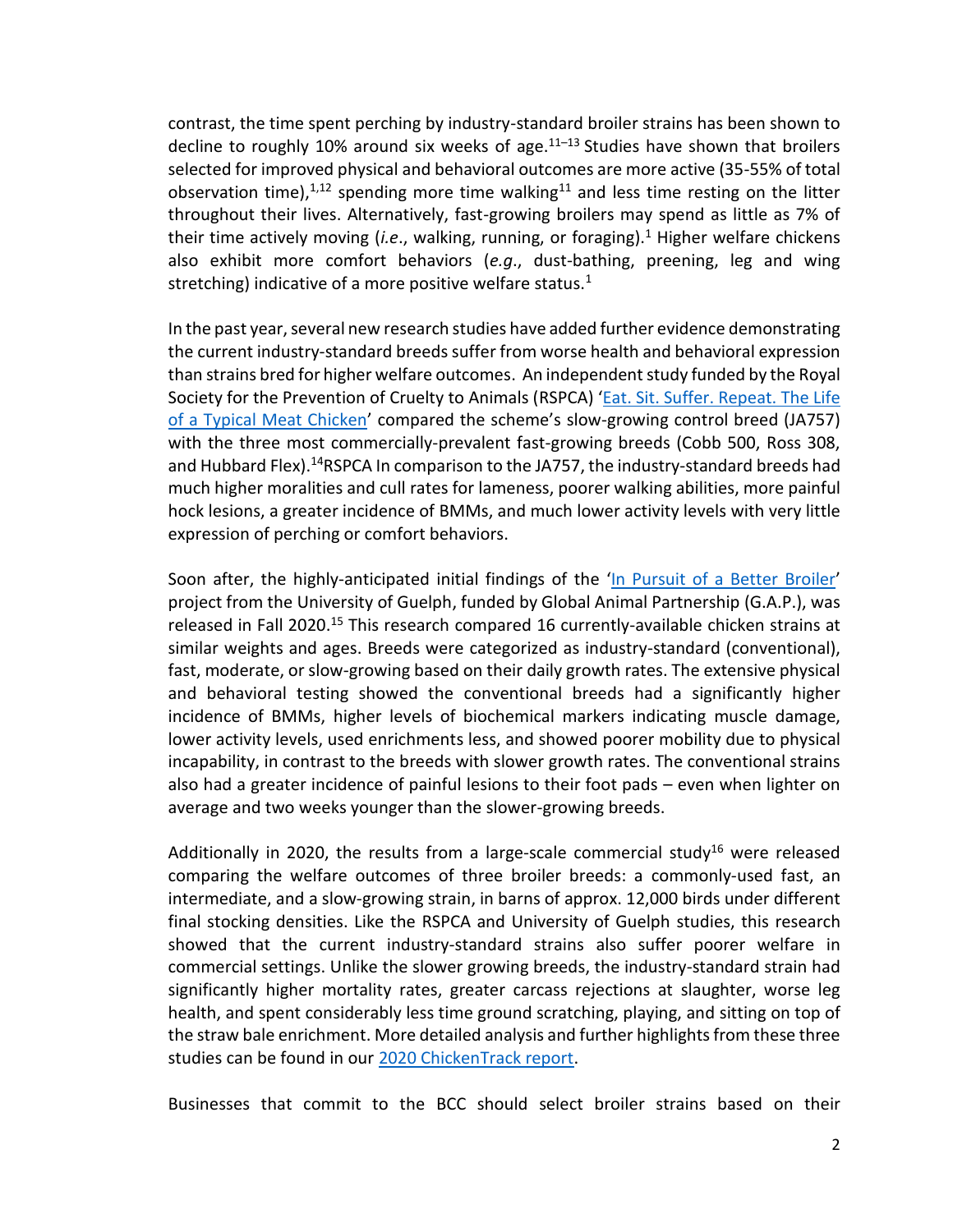contrast, the time spent perching by industry-standard broiler strains has been shown to decline to roughly 10% around six weeks of age.[11–13] Studies have shown that broilers selected for improved physical and behavioral outcomes are more active (35-55% of total observation time),[1,12] spending more time walking[11] and less time resting on the litter throughout their lives. Alternatively, fast-growing broilers may spend as little as 7% of their time actively moving (*i.e*., walking, running, or foraging).[1] Higher welfare chickens also exhibit more comfort behaviors (*e.g*., dust-bathing, preening, leg and wing stretching) indicative of a more positive welfare status.[1]

In the past year, several new research studies have added further evidence demonstrating the current industry-standard breeds suffer from worse health and behavioral expression than strains bred for higher welfare outcomes. An independent study funded by the Royal Society for the Prevention of Cruelty to Animals (RSPCA) '[Eat. Sit. Suffer. Repeat. The Life of a Typical Meat Chicken]' compared the scheme's slow-growing control breed (JA757) with the three most commercially-prevalent fast-growing breeds (Cobb 500, Ross 308, and Hubbard Flex).[14]RSPCA In comparison to the JA757, the industry-standard breeds had much higher moralities and cull rates for lameness, poorer walking abilities, more painful hock lesions, a greater incidence of BMMs, and much lower activity levels with very little expression of perching or comfort behaviors.

Soon after, the highly-anticipated initial findings of the '[In Pursuit of a Better Broiler]' project from the University of Guelph, funded by Global Animal Partnership (G.A.P.), was released in Fall 2020.[15] This research compared 16 currently-available chicken strains at similar weights and ages. Breeds were categorized as industry-standard (conventional), fast, moderate, or slow-growing based on their daily growth rates. The extensive physical and behavioral testing showed the conventional breeds had a significantly higher incidence of BMMs, higher levels of biochemical markers indicating muscle damage, lower activity levels, used enrichments less, and showed poorer mobility due to physical incapability, in contrast to the breeds with slower growth rates. The conventional strains also had a greater incidence of painful lesions to their foot pads – even when lighter on average and two weeks younger than the slower-growing breeds.

Additionally in 2020, the results from a large-scale commercial study[16] were released comparing the welfare outcomes of three broiler breeds: a commonly-used fast, an intermediate, and a slow-growing strain, in barns of approx. 12,000 birds under different final stocking densities. Like the RSPCA and University of Guelph studies, this research showed that the current industry-standard strains also suffer poorer welfare in commercial settings. Unlike the slower growing breeds, the industry-standard strain had significantly higher mortality rates, greater carcass rejections at slaughter, worse leg health, and spent considerably less time ground scratching, playing, and sitting on top of the straw bale enrichment. More detailed analysis and further highlights from these three studies can be found in our [2020 ChickenTrack report].

Businesses that commit to the BCC should select broiler strains based on their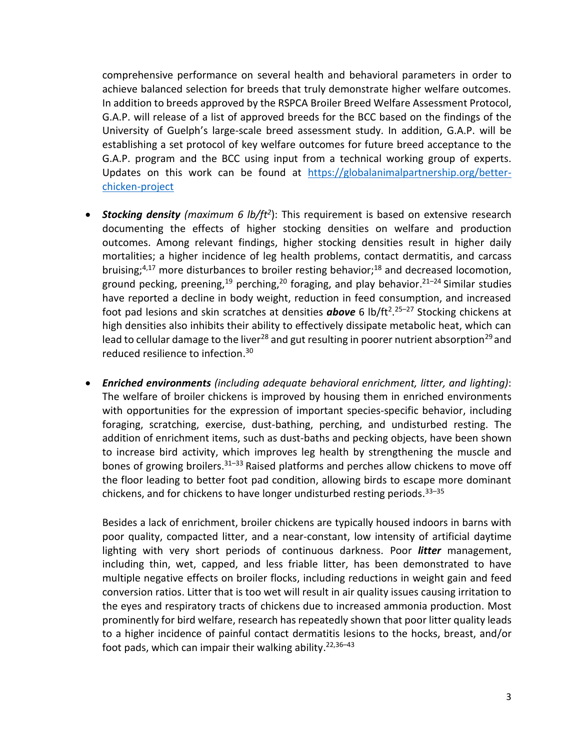comprehensive performance on several health and behavioral parameters in order to achieve balanced selection for breeds that truly demonstrate higher welfare outcomes. In addition to breeds approved by the RSPCA Broiler Breed Welfare Assessment Protocol, G.A.P. will release of a list of approved breeds for the BCC based on the findings of the University of Guelph's large-scale breed assessment study. In addition, G.A.P. will be establishing a set protocol of key welfare outcomes for future breed acceptance to the G.A.P. program and the BCC using input from a technical working group of experts. Updates on this work can be found at [https://globalanimalpartnership.org/better-chicken-project](https://globalanimalpartnership.org/better-chicken-project)

- ***Stocking density*** *(maximum 6 lb/ft²)*: This requirement is based on extensive research documenting the effects of higher stocking densities on welfare and production outcomes. Among relevant findings, higher stocking densities result in higher daily mortalities; a higher incidence of leg health problems, contact dermatitis, and carcass bruising;[4,17] more disturbances to broiler resting behavior;[18] and decreased locomotion, ground pecking, preening,[19] perching,[20] foraging, and play behavior.[21–24] Similar studies have reported a decline in body weight, reduction in feed consumption, and increased foot pad lesions and skin scratches at densities ***above*** 6 lb/ft².[25–27] Stocking chickens at high densities also inhibits their ability to effectively dissipate metabolic heat, which can lead to cellular damage to the liver[28] and gut resulting in poorer nutrient absorption[29] and reduced resilience to infection.[30]

- ***Enriched environments*** *(including adequate behavioral enrichment, litter, and lighting)*: The welfare of broiler chickens is improved by housing them in enriched environments with opportunities for the expression of important species-specific behavior, including foraging, scratching, exercise, dust-bathing, perching, and undisturbed resting. The addition of enrichment items, such as dust-baths and pecking objects, have been shown to increase bird activity, which improves leg health by strengthening the muscle and bones of growing broilers.[31–33] Raised platforms and perches allow chickens to move off the floor leading to better foot pad condition, allowing birds to escape more dominant chickens, and for chickens to have longer undisturbed resting periods.[33–35]

  Besides a lack of enrichment, broiler chickens are typically housed indoors in barns with poor quality, compacted litter, and a near-constant, low intensity of artificial daytime lighting with very short periods of continuous darkness. Poor ***litter*** management, including thin, wet, capped, and less friable litter, has been demonstrated to have multiple negative effects on broiler flocks, including reductions in weight gain and feed conversion ratios. Litter that is too wet will result in air quality issues causing irritation to the eyes and respiratory tracts of chickens due to increased ammonia production. Most prominently for bird welfare, research has repeatedly shown that poor litter quality leads to a higher incidence of painful contact dermatitis lesions to the hocks, breast, and/or foot pads, which can impair their walking ability.[22,36–43]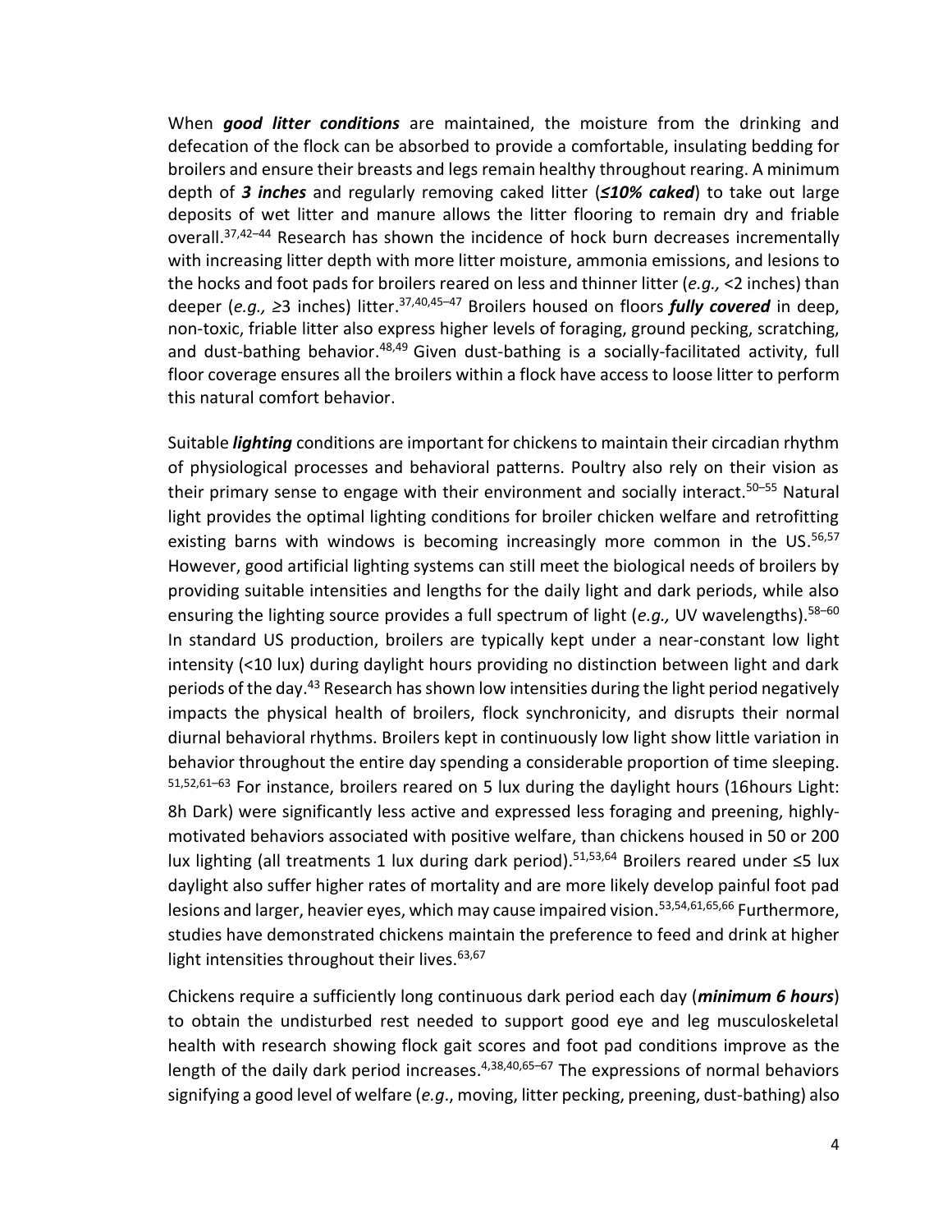When ***good litter conditions*** are maintained, the moisture from the drinking and defecation of the flock can be absorbed to provide a comfortable, insulating bedding for broilers and ensure their breasts and legs remain healthy throughout rearing. A minimum depth of ***3 inches*** and regularly removing caked litter (***≤10% caked***) to take out large deposits of wet litter and manure allows the litter flooring to remain dry and friable overall.[37,42–44] Research has shown the incidence of hock burn decreases incrementally with increasing litter depth with more litter moisture, ammonia emissions, and lesions to the hocks and foot pads for broilers reared on less and thinner litter (*e.g.,* <2 inches) than deeper (*e.g.,* ≥3 inches) litter.[37,40,45–47] Broilers housed on floors ***fully covered*** in deep, non-toxic, friable litter also express higher levels of foraging, ground pecking, scratching, and dust-bathing behavior.[48,49] Given dust-bathing is a socially-facilitated activity, full floor coverage ensures all the broilers within a flock have access to loose litter to perform this natural comfort behavior.

Suitable ***lighting*** conditions are important for chickens to maintain their circadian rhythm of physiological processes and behavioral patterns. Poultry also rely on their vision as their primary sense to engage with their environment and socially interact.[50–55] Natural light provides the optimal lighting conditions for broiler chicken welfare and retrofitting existing barns with windows is becoming increasingly more common in the US.[56,57] However, good artificial lighting systems can still meet the biological needs of broilers by providing suitable intensities and lengths for the daily light and dark periods, while also ensuring the lighting source provides a full spectrum of light (*e.g.,* UV wavelengths).[58–60] In standard US production, broilers are typically kept under a near-constant low light intensity (<10 lux) during daylight hours providing no distinction between light and dark periods of the day.[43] Research has shown low intensities during the light period negatively impacts the physical health of broilers, flock synchronicity, and disrupts their normal diurnal behavioral rhythms. Broilers kept in continuously low light show little variation in behavior throughout the entire day spending a considerable proportion of time sleeping.[51,52,61–63] For instance, broilers reared on 5 lux during the daylight hours (16hours Light: 8h Dark) were significantly less active and expressed less foraging and preening, highly-motivated behaviors associated with positive welfare, than chickens housed in 50 or 200 lux lighting (all treatments 1 lux during dark period).[51,53,64] Broilers reared under ≤5 lux daylight also suffer higher rates of mortality and are more likely develop painful foot pad lesions and larger, heavier eyes, which may cause impaired vision.[53,54,61,65,66] Furthermore, studies have demonstrated chickens maintain the preference to feed and drink at higher light intensities throughout their lives.[63,67]

Chickens require a sufficiently long continuous dark period each day (***minimum 6 hours***) to obtain the undisturbed rest needed to support good eye and leg musculoskeletal health with research showing flock gait scores and foot pad conditions improve as the length of the daily dark period increases.[4,38,40,65–67] The expressions of normal behaviors signifying a good level of welfare (*e.g*., moving, litter pecking, preening, dust-bathing) also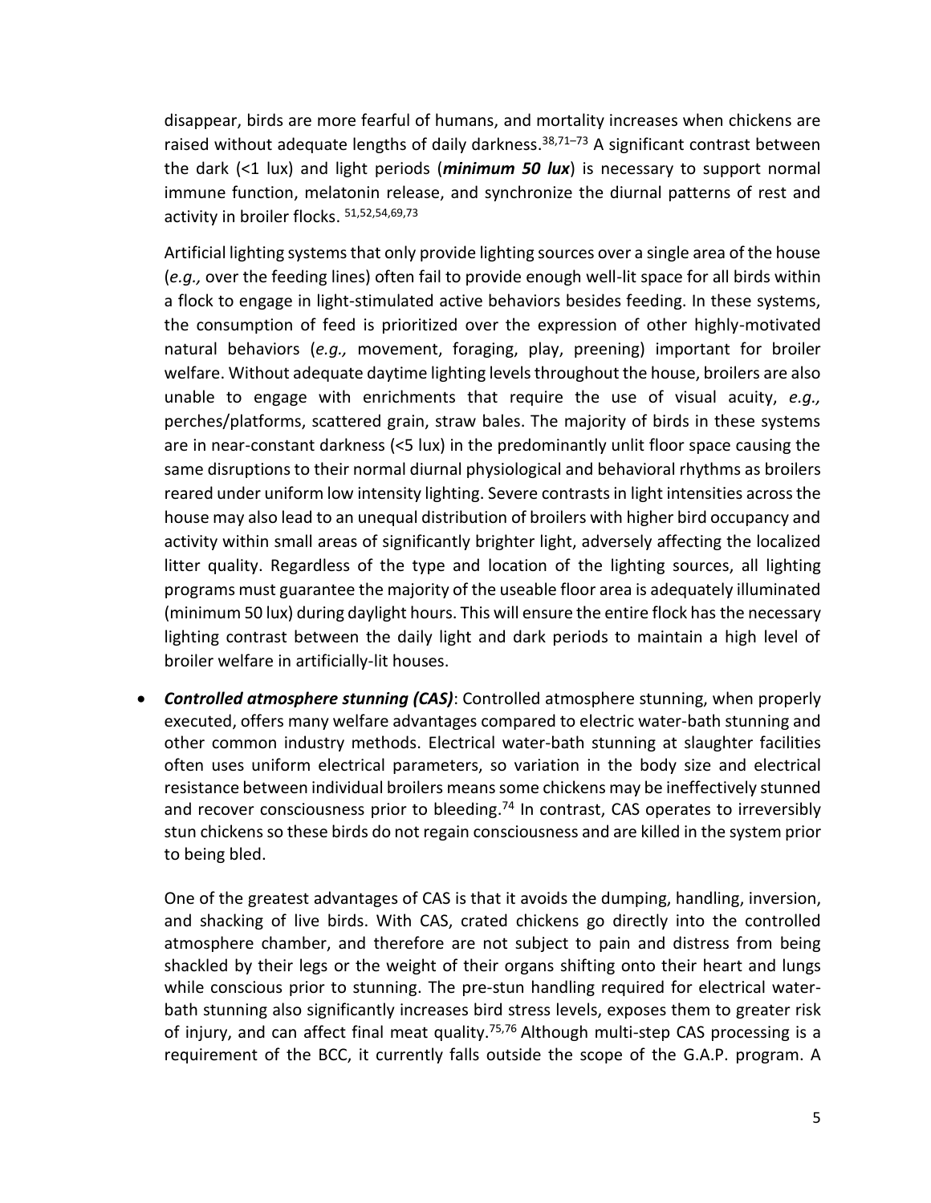disappear, birds are more fearful of humans, and mortality increases when chickens are raised without adequate lengths of daily darkness.[38,71–73] A significant contrast between the dark (<1 lux) and light periods (***minimum 50 lux***) is necessary to support normal immune function, melatonin release, and synchronize the diurnal patterns of rest and activity in broiler flocks. [51,52,54,69,73]

Artificial lighting systems that only provide lighting sources over a single area of the house (*e.g.,* over the feeding lines) often fail to provide enough well-lit space for all birds within a flock to engage in light-stimulated active behaviors besides feeding. In these systems, the consumption of feed is prioritized over the expression of other highly-motivated natural behaviors (*e.g.,* movement, foraging, play, preening) important for broiler welfare. Without adequate daytime lighting levels throughout the house, broilers are also unable to engage with enrichments that require the use of visual acuity, *e.g.,* perches/platforms, scattered grain, straw bales. The majority of birds in these systems are in near-constant darkness (<5 lux) in the predominantly unlit floor space causing the same disruptions to their normal diurnal physiological and behavioral rhythms as broilers reared under uniform low intensity lighting. Severe contrasts in light intensities across the house may also lead to an unequal distribution of broilers with higher bird occupancy and activity within small areas of significantly brighter light, adversely affecting the localized litter quality. Regardless of the type and location of the lighting sources, all lighting programs must guarantee the majority of the useable floor area is adequately illuminated (minimum 50 lux) during daylight hours. This will ensure the entire flock has the necessary lighting contrast between the daily light and dark periods to maintain a high level of broiler welfare in artificially-lit houses.

- ***Controlled atmosphere stunning (CAS)***: Controlled atmosphere stunning, when properly executed, offers many welfare advantages compared to electric water-bath stunning and other common industry methods. Electrical water-bath stunning at slaughter facilities often uses uniform electrical parameters, so variation in the body size and electrical resistance between individual broilers means some chickens may be ineffectively stunned and recover consciousness prior to bleeding.[74] In contrast, CAS operates to irreversibly stun chickens so these birds do not regain consciousness and are killed in the system prior to being bled.

  One of the greatest advantages of CAS is that it avoids the dumping, handling, inversion, and shacking of live birds. With CAS, crated chickens go directly into the controlled atmosphere chamber, and therefore are not subject to pain and distress from being shackled by their legs or the weight of their organs shifting onto their heart and lungs while conscious prior to stunning. The pre-stun handling required for electrical water-bath stunning also significantly increases bird stress levels, exposes them to greater risk of injury, and can affect final meat quality.[75,76] Although multi-step CAS processing is a requirement of the BCC, it currently falls outside the scope of the G.A.P. program. A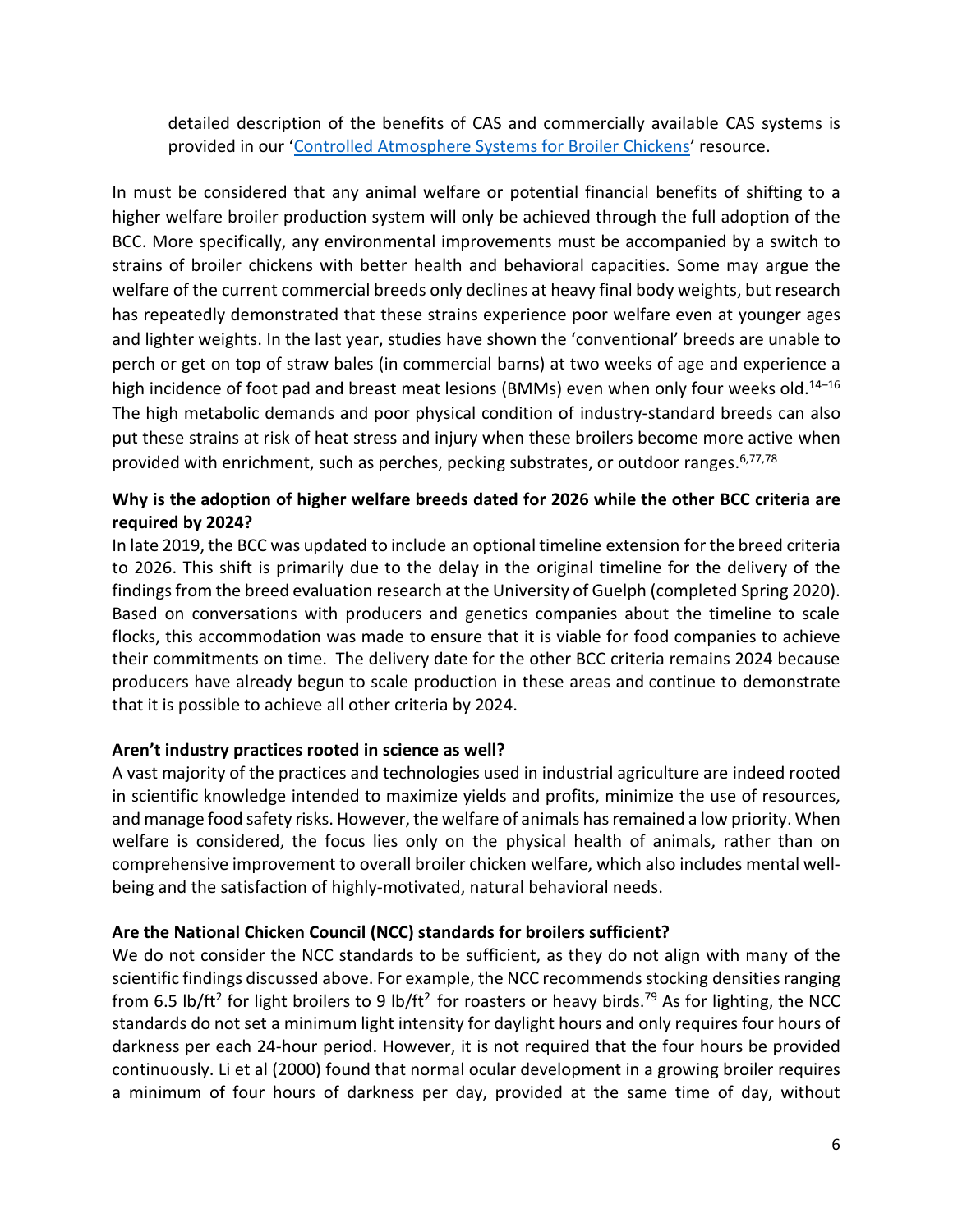detailed description of the benefits of CAS and commercially available CAS systems is provided in our '[Controlled Atmosphere Systems for Broiler Chickens]' resource.

In must be considered that any animal welfare or potential financial benefits of shifting to a higher welfare broiler production system will only be achieved through the full adoption of the BCC. More specifically, any environmental improvements must be accompanied by a switch to strains of broiler chickens with better health and behavioral capacities. Some may argue the welfare of the current commercial breeds only declines at heavy final body weights, but research has repeatedly demonstrated that these strains experience poor welfare even at younger ages and lighter weights. In the last year, studies have shown the 'conventional' breeds are unable to perch or get on top of straw bales (in commercial barns) at two weeks of age and experience a high incidence of foot pad and breast meat lesions (BMMs) even when only four weeks old.[14–16] The high metabolic demands and poor physical condition of industry-standard breeds can also put these strains at risk of heat stress and injury when these broilers become more active when provided with enrichment, such as perches, pecking substrates, or outdoor ranges.[6,77,78]

**Why is the adoption of higher welfare breeds dated for 2026 while the other BCC criteria are required by 2024?**

In late 2019, the BCC was updated to include an optional timeline extension for the breed criteria to 2026. This shift is primarily due to the delay in the original timeline for the delivery of the findings from the breed evaluation research at the University of Guelph (completed Spring 2020). Based on conversations with producers and genetics companies about the timeline to scale flocks, this accommodation was made to ensure that it is viable for food companies to achieve their commitments on time. The delivery date for the other BCC criteria remains 2024 because producers have already begun to scale production in these areas and continue to demonstrate that it is possible to achieve all other criteria by 2024.

**Aren't industry practices rooted in science as well?**

A vast majority of the practices and technologies used in industrial agriculture are indeed rooted in scientific knowledge intended to maximize yields and profits, minimize the use of resources, and manage food safety risks. However, the welfare of animals has remained a low priority. When welfare is considered, the focus lies only on the physical health of animals, rather than on comprehensive improvement to overall broiler chicken welfare, which also includes mental well-being and the satisfaction of highly-motivated, natural behavioral needs.

**Are the National Chicken Council (NCC) standards for broilers sufficient?**

We do not consider the NCC standards to be sufficient, as they do not align with many of the scientific findings discussed above. For example, the NCC recommends stocking densities ranging from 6.5 $lb/ft^2$ for light broilers to 9 $lb/ft^2$ for roasters or heavy birds.[79] As for lighting, the NCC standards do not set a minimum light intensity for daylight hours and only requires four hours of darkness per each 24-hour period. However, it is not required that the four hours be provided continuously. Li et al (2000) found that normal ocular development in a growing broiler requires a minimum of four hours of darkness per day, provided at the same time of day, without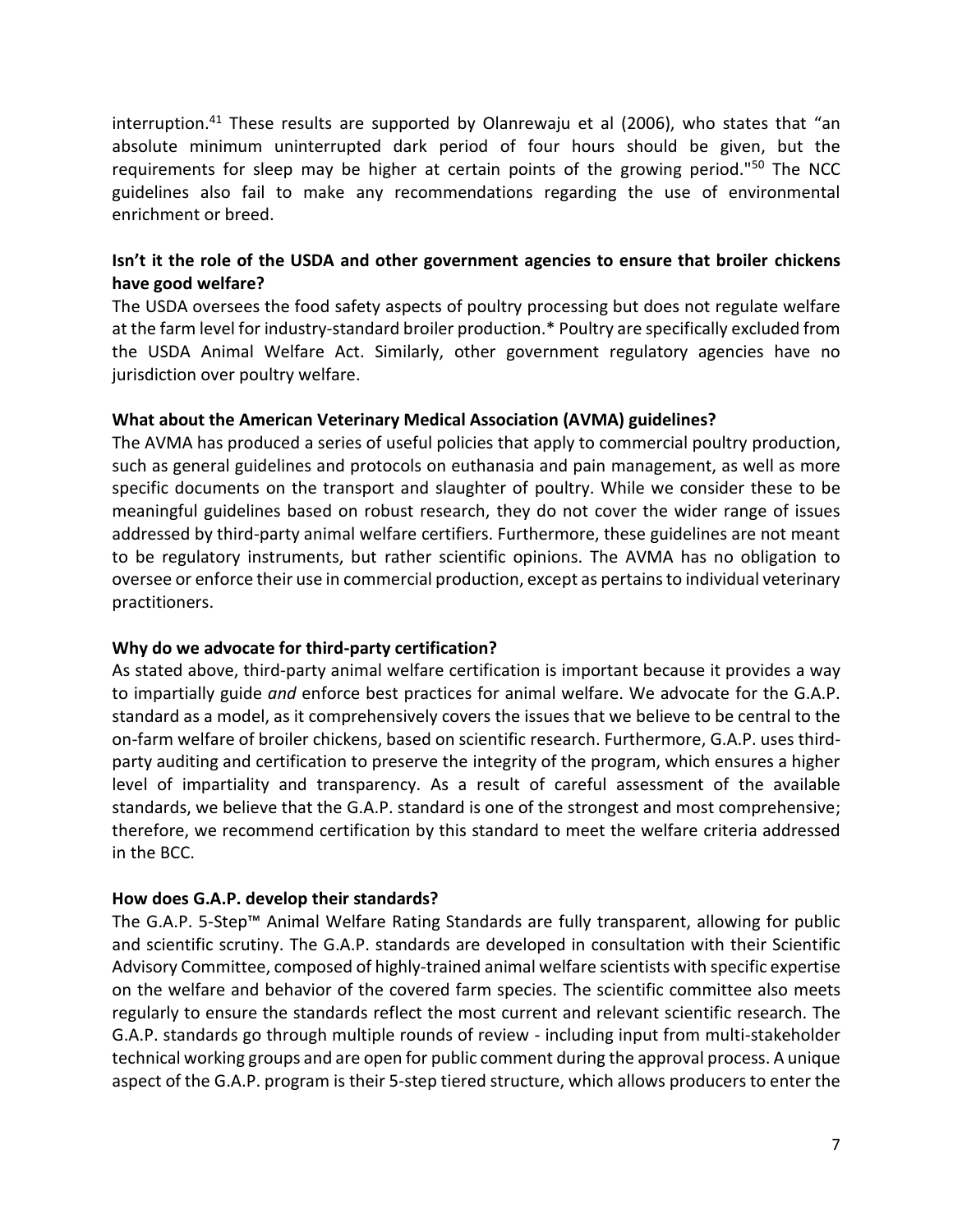interruption.[41] These results are supported by Olanrewaju et al (2006), who states that "an absolute minimum uninterrupted dark period of four hours should be given, but the requirements for sleep may be higher at certain points of the growing period."[50] The NCC guidelines also fail to make any recommendations regarding the use of environmental enrichment or breed.

**Isn't it the role of the USDA and other government agencies to ensure that broiler chickens have good welfare?**

The USDA oversees the food safety aspects of poultry processing but does not regulate welfare at the farm level for industry-standard broiler production.* Poultry are specifically excluded from the USDA Animal Welfare Act. Similarly, other government regulatory agencies have no jurisdiction over poultry welfare.

**What about the American Veterinary Medical Association (AVMA) guidelines?**

The AVMA has produced a series of useful policies that apply to commercial poultry production, such as general guidelines and protocols on euthanasia and pain management, as well as more specific documents on the transport and slaughter of poultry. While we consider these to be meaningful guidelines based on robust research, they do not cover the wider range of issues addressed by third-party animal welfare certifiers. Furthermore, these guidelines are not meant to be regulatory instruments, but rather scientific opinions. The AVMA has no obligation to oversee or enforce their use in commercial production, except as pertains to individual veterinary practitioners.

**Why do we advocate for third-party certification?**

As stated above, third-party animal welfare certification is important because it provides a way to impartially guide *and* enforce best practices for animal welfare. We advocate for the G.A.P. standard as a model, as it comprehensively covers the issues that we believe to be central to the on-farm welfare of broiler chickens, based on scientific research. Furthermore, G.A.P. uses third-party auditing and certification to preserve the integrity of the program, which ensures a higher level of impartiality and transparency. As a result of careful assessment of the available standards, we believe that the G.A.P. standard is one of the strongest and most comprehensive; therefore, we recommend certification by this standard to meet the welfare criteria addressed in the BCC.

**How does G.A.P. develop their standards?**

The G.A.P. 5-Step™ Animal Welfare Rating Standards are fully transparent, allowing for public and scientific scrutiny. The G.A.P. standards are developed in consultation with their Scientific Advisory Committee, composed of highly-trained animal welfare scientists with specific expertise on the welfare and behavior of the covered farm species. The scientific committee also meets regularly to ensure the standards reflect the most current and relevant scientific research. The G.A.P. standards go through multiple rounds of review - including input from multi-stakeholder technical working groups and are open for public comment during the approval process. A unique aspect of the G.A.P. program is their 5-step tiered structure, which allows producers to enter the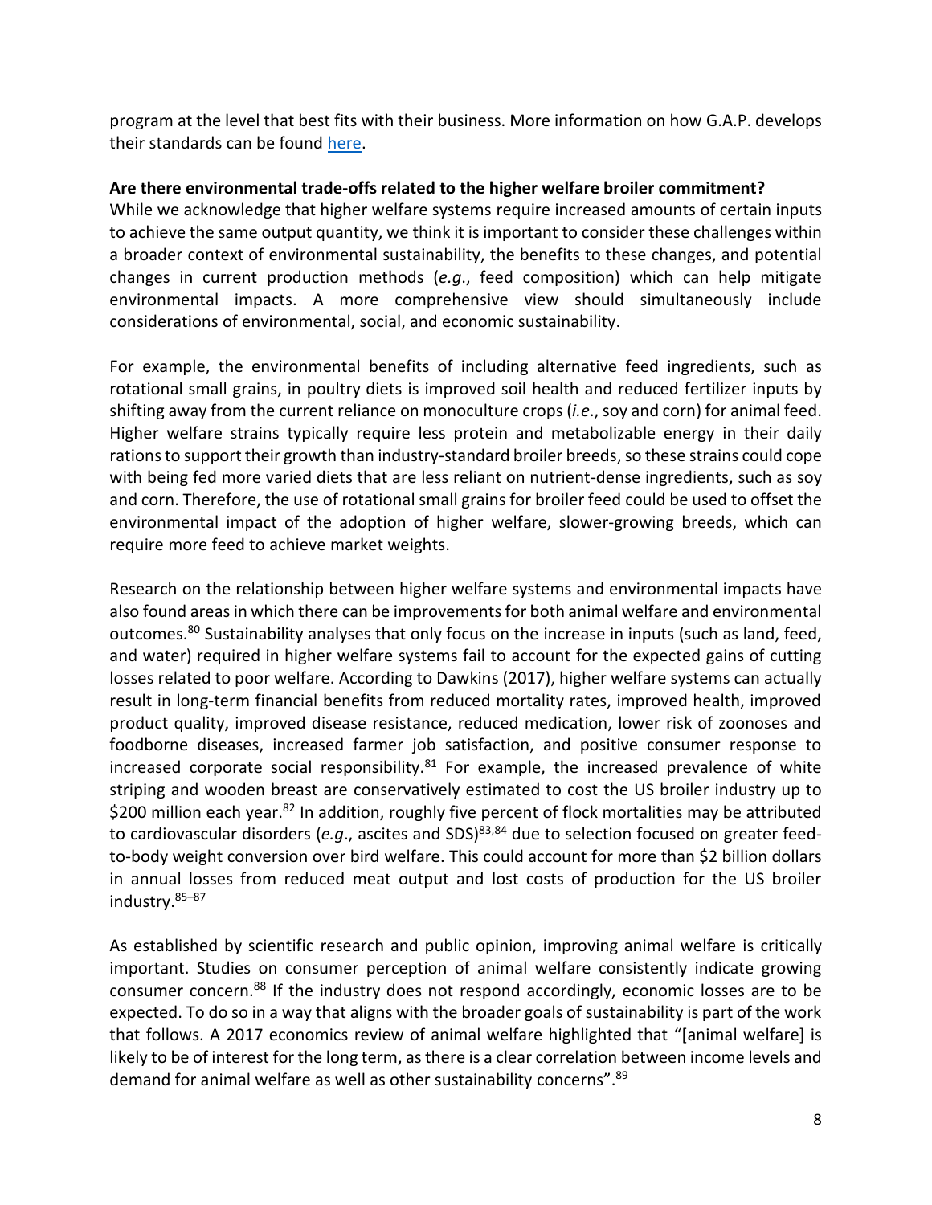program at the level that best fits with their business. More information on how G.A.P. develops their standards can be found [here](here).

**Are there environmental trade-offs related to the higher welfare broiler commitment?**

While we acknowledge that higher welfare systems require increased amounts of certain inputs to achieve the same output quantity, we think it is important to consider these challenges within a broader context of environmental sustainability, the benefits to these changes, and potential changes in current production methods (*e.g*., feed composition) which can help mitigate environmental impacts. A more comprehensive view should simultaneously include considerations of environmental, social, and economic sustainability.

For example, the environmental benefits of including alternative feed ingredients, such as rotational small grains, in poultry diets is improved soil health and reduced fertilizer inputs by shifting away from the current reliance on monoculture crops (*i.e*., soy and corn) for animal feed. Higher welfare strains typically require less protein and metabolizable energy in their daily rations to support their growth than industry-standard broiler breeds, so these strains could cope with being fed more varied diets that are less reliant on nutrient-dense ingredients, such as soy and corn. Therefore, the use of rotational small grains for broiler feed could be used to offset the environmental impact of the adoption of higher welfare, slower-growing breeds, which can require more feed to achieve market weights.

Research on the relationship between higher welfare systems and environmental impacts have also found areas in which there can be improvements for both animal welfare and environmental outcomes.[80] Sustainability analyses that only focus on the increase in inputs (such as land, feed, and water) required in higher welfare systems fail to account for the expected gains of cutting losses related to poor welfare. According to Dawkins (2017), higher welfare systems can actually result in long-term financial benefits from reduced mortality rates, improved health, improved product quality, improved disease resistance, reduced medication, lower risk of zoonoses and foodborne diseases, increased farmer job satisfaction, and positive consumer response to increased corporate social responsibility.[81] For example, the increased prevalence of white striping and wooden breast are conservatively estimated to cost the US broiler industry up to $200 million each year.[82] In addition, roughly five percent of flock mortalities may be attributed to cardiovascular disorders (*e.g*., ascites and SDS)[83,84] due to selection focused on greater feed-to-body weight conversion over bird welfare. This could account for more than $2 billion dollars in annual losses from reduced meat output and lost costs of production for the US broiler industry.[85–87]

As established by scientific research and public opinion, improving animal welfare is critically important. Studies on consumer perception of animal welfare consistently indicate growing consumer concern.[88] If the industry does not respond accordingly, economic losses are to be expected. To do so in a way that aligns with the broader goals of sustainability is part of the work that follows. A 2017 economics review of animal welfare highlighted that "[animal welfare] is likely to be of interest for the long term, as there is a clear correlation between income levels and demand for animal welfare as well as other sustainability concerns".[89]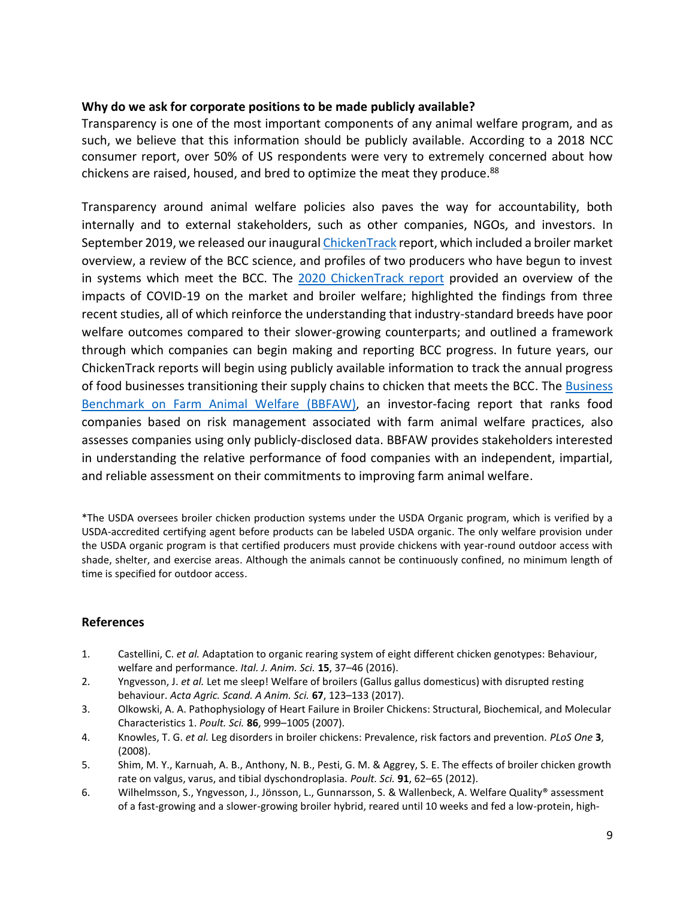**Why do we ask for corporate positions to be made publicly available?**

Transparency is one of the most important components of any animal welfare program, and as such, we believe that this information should be publicly available. According to a 2018 NCC consumer report, over 50% of US respondents were very to extremely concerned about how chickens are raised, housed, and bred to optimize the meat they produce.[88]

Transparency around animal welfare policies also paves the way for accountability, both internally and to external stakeholders, such as other companies, NGOs, and investors. In September 2019, we released our inaugural ChickenTrack report, which included a broiler market overview, a review of the BCC science, and profiles of two producers who have begun to invest in systems which meet the BCC. The 2020 ChickenTrack report provided an overview of the impacts of COVID-19 on the market and broiler welfare; highlighted the findings from three recent studies, all of which reinforce the understanding that industry-standard breeds have poor welfare outcomes compared to their slower-growing counterparts; and outlined a framework through which companies can begin making and reporting BCC progress. In future years, our ChickenTrack reports will begin using publicly available information to track the annual progress of food businesses transitioning their supply chains to chicken that meets the BCC. The Business Benchmark on Farm Animal Welfare (BBFAW), an investor-facing report that ranks food companies based on risk management associated with farm animal welfare practices, also assesses companies using only publicly-disclosed data. BBFAW provides stakeholders interested in understanding the relative performance of food companies with an independent, impartial, and reliable assessment on their commitments to improving farm animal welfare.

*The USDA oversees broiler chicken production systems under the USDA Organic program, which is verified by a USDA-accredited certifying agent before products can be labeled USDA organic. The only welfare provision under the USDA organic program is that certified producers must provide chickens with year-round outdoor access with shade, shelter, and exercise areas. Although the animals cannot be continuously confined, no minimum length of time is specified for outdoor access.

## References

1. Castellini, C. *et al.* Adaptation to organic rearing system of eight different chicken genotypes: Behaviour, welfare and performance. *Ital. J. Anim. Sci.* **15**, 37–46 (2016).
2. Yngvesson, J. *et al.* Let me sleep! Welfare of broilers (Gallus gallus domesticus) with disrupted resting behaviour. *Acta Agric. Scand. A Anim. Sci.* **67**, 123–133 (2017).
3. Olkowski, A. A. Pathophysiology of Heart Failure in Broiler Chickens: Structural, Biochemical, and Molecular Characteristics 1. *Poult. Sci.* **86**, 999–1005 (2007).
4. Knowles, T. G. *et al.* Leg disorders in broiler chickens: Prevalence, risk factors and prevention. *PLoS One* **3**, (2008).
5. Shim, M. Y., Karnuah, A. B., Anthony, N. B., Pesti, G. M. & Aggrey, S. E. The effects of broiler chicken growth rate on valgus, varus, and tibial dyschondroplasia. *Poult. Sci.* **91**, 62–65 (2012).
6. Wilhelmsson, S., Yngvesson, J., Jönsson, L., Gunnarsson, S. & Wallenbeck, A. Welfare Quality® assessment of a fast-growing and a slower-growing broiler hybrid, reared until 10 weeks and fed a low-protein, high-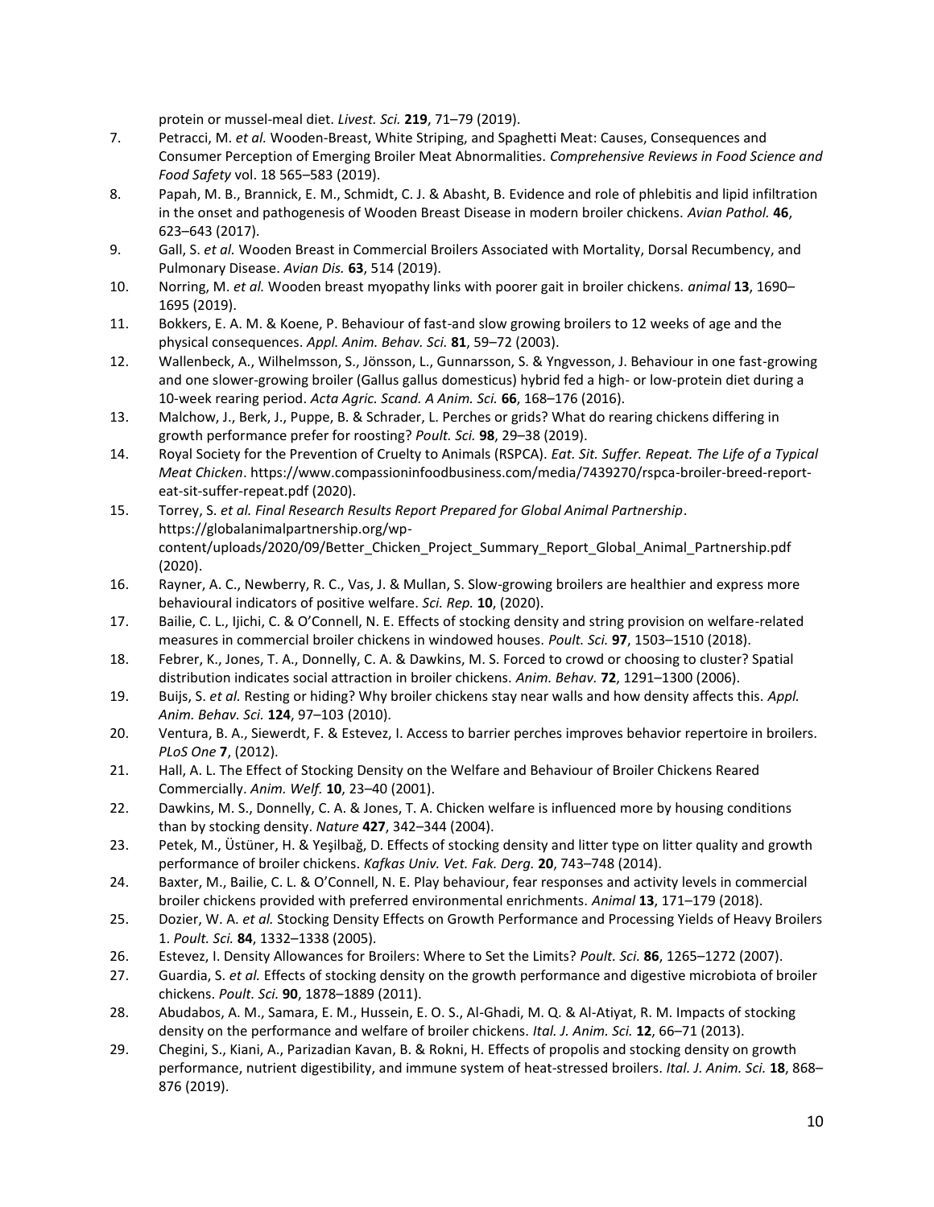protein or mussel-meal diet. *Livest. Sci.* **219**, 71–79 (2019).

7. Petracci, M. *et al.* Wooden-Breast, White Striping, and Spaghetti Meat: Causes, Consequences and Consumer Perception of Emerging Broiler Meat Abnormalities. *Comprehensive Reviews in Food Science and Food Safety* vol. 18 565–583 (2019).
8. Papah, M. B., Brannick, E. M., Schmidt, C. J. & Abasht, B. Evidence and role of phlebitis and lipid infiltration in the onset and pathogenesis of Wooden Breast Disease in modern broiler chickens. *Avian Pathol.* **46**, 623–643 (2017).
9. Gall, S. *et al.* Wooden Breast in Commercial Broilers Associated with Mortality, Dorsal Recumbency, and Pulmonary Disease. *Avian Dis.* **63**, 514 (2019).
10. Norring, M. *et al.* Wooden breast myopathy links with poorer gait in broiler chickens. *animal* **13**, 1690–1695 (2019).
11. Bokkers, E. A. M. & Koene, P. Behaviour of fast-and slow growing broilers to 12 weeks of age and the physical consequences. *Appl. Anim. Behav. Sci.* **81**, 59–72 (2003).
12. Wallenbeck, A., Wilhelmsson, S., Jönsson, L., Gunnarsson, S. & Yngvesson, J. Behaviour in one fast-growing and one slower-growing broiler (Gallus gallus domesticus) hybrid fed a high- or low-protein diet during a 10-week rearing period. *Acta Agric. Scand. A Anim. Sci.* **66**, 168–176 (2016).
13. Malchow, J., Berk, J., Puppe, B. & Schrader, L. Perches or grids? What do rearing chickens differing in growth performance prefer for roosting? *Poult. Sci.* **98**, 29–38 (2019).
14. Royal Society for the Prevention of Cruelty to Animals (RSPCA). *Eat. Sit. Suffer. Repeat. The Life of a Typical Meat Chicken*. https://www.compassioninfoodbusiness.com/media/7439270/rspca-broiler-breed-report-eat-sit-suffer-repeat.pdf (2020).
15. Torrey, S. *et al. Final Research Results Report Prepared for Global Animal Partnership*. https://globalanimalpartnership.org/wp-content/uploads/2020/09/Better_Chicken_Project_Summary_Report_Global_Animal_Partnership.pdf (2020).
16. Rayner, A. C., Newberry, R. C., Vas, J. & Mullan, S. Slow-growing broilers are healthier and express more behavioural indicators of positive welfare. *Sci. Rep.* **10**, (2020).
17. Bailie, C. L., Ijichi, C. & O'Connell, N. E. Effects of stocking density and string provision on welfare-related measures in commercial broiler chickens in windowed houses. *Poult. Sci.* **97**, 1503–1510 (2018).
18. Febrer, K., Jones, T. A., Donnelly, C. A. & Dawkins, M. S. Forced to crowd or choosing to cluster? Spatial distribution indicates social attraction in broiler chickens. *Anim. Behav.* **72**, 1291–1300 (2006).
19. Buijs, S. *et al.* Resting or hiding? Why broiler chickens stay near walls and how density affects this. *Appl. Anim. Behav. Sci.* **124**, 97–103 (2010).
20. Ventura, B. A., Siewerdt, F. & Estevez, I. Access to barrier perches improves behavior repertoire in broilers. *PLoS One* **7**, (2012).
21. Hall, A. L. The Effect of Stocking Density on the Welfare and Behaviour of Broiler Chickens Reared Commercially. *Anim. Welf.* **10**, 23–40 (2001).
22. Dawkins, M. S., Donnelly, C. A. & Jones, T. A. Chicken welfare is influenced more by housing conditions than by stocking density. *Nature* **427**, 342–344 (2004).
23. Petek, M., Üstüner, H. & Yeşilbağ, D. Effects of stocking density and litter type on litter quality and growth performance of broiler chickens. *Kafkas Univ. Vet. Fak. Derg.* **20**, 743–748 (2014).
24. Baxter, M., Bailie, C. L. & O'Connell, N. E. Play behaviour, fear responses and activity levels in commercial broiler chickens provided with preferred environmental enrichments. *Animal* **13**, 171–179 (2018).
25. Dozier, W. A. *et al.* Stocking Density Effects on Growth Performance and Processing Yields of Heavy Broilers 1. *Poult. Sci.* **84**, 1332–1338 (2005).
26. Estevez, I. Density Allowances for Broilers: Where to Set the Limits? *Poult. Sci.* **86**, 1265–1272 (2007).
27. Guardia, S. *et al.* Effects of stocking density on the growth performance and digestive microbiota of broiler chickens. *Poult. Sci.* **90**, 1878–1889 (2011).
28. Abudabos, A. M., Samara, E. M., Hussein, E. O. S., Al-Ghadi, M. Q. & Al-Atiyat, R. M. Impacts of stocking density on the performance and welfare of broiler chickens. *Ital. J. Anim. Sci.* **12**, 66–71 (2013).
29. Chegini, S., Kiani, A., Parizadian Kavan, B. & Rokni, H. Effects of propolis and stocking density on growth performance, nutrient digestibility, and immune system of heat-stressed broilers. *Ital. J. Anim. Sci.* **18**, 868–876 (2019).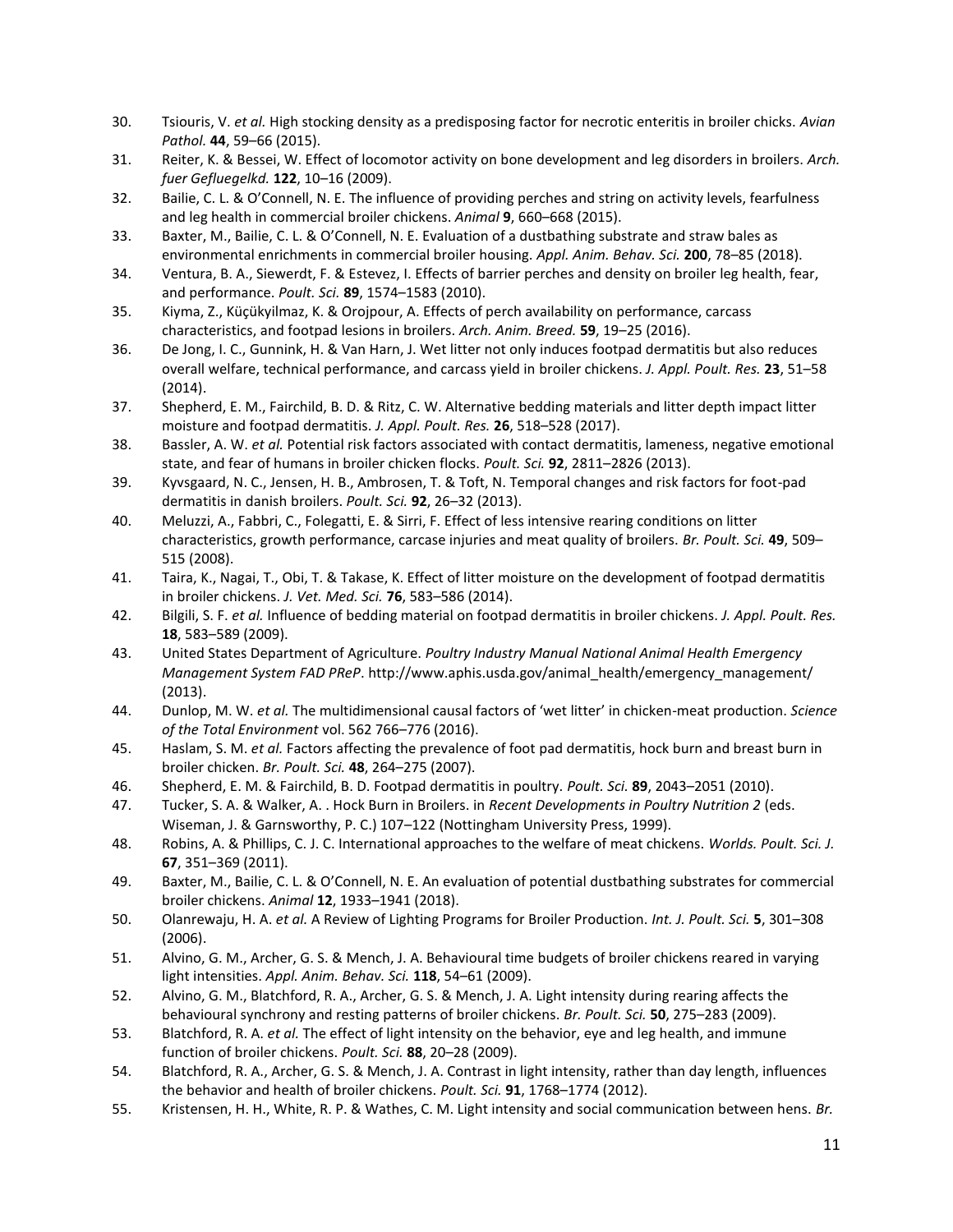30. Tsiouris, V. *et al.* High stocking density as a predisposing factor for necrotic enteritis in broiler chicks. *Avian Pathol.* **44**, 59–66 (2015).
31. Reiter, K. & Bessei, W. Effect of locomotor activity on bone development and leg disorders in broilers. *Arch. fuer Gefluegelkd.* **122**, 10–16 (2009).
32. Bailie, C. L. & O'Connell, N. E. The influence of providing perches and string on activity levels, fearfulness and leg health in commercial broiler chickens. *Animal* **9**, 660–668 (2015).
33. Baxter, M., Bailie, C. L. & O'Connell, N. E. Evaluation of a dustbathing substrate and straw bales as environmental enrichments in commercial broiler housing. *Appl. Anim. Behav. Sci.* **200**, 78–85 (2018).
34. Ventura, B. A., Siewerdt, F. & Estevez, I. Effects of barrier perches and density on broiler leg health, fear, and performance. *Poult. Sci.* **89**, 1574–1583 (2010).
35. Kiyma, Z., Küçükyilmaz, K. & Orojpour, A. Effects of perch availability on performance, carcass characteristics, and footpad lesions in broilers. *Arch. Anim. Breed.* **59**, 19–25 (2016).
36. De Jong, I. C., Gunnink, H. & Van Harn, J. Wet litter not only induces footpad dermatitis but also reduces overall welfare, technical performance, and carcass yield in broiler chickens. *J. Appl. Poult. Res.* **23**, 51–58 (2014).
37. Shepherd, E. M., Fairchild, B. D. & Ritz, C. W. Alternative bedding materials and litter depth impact litter moisture and footpad dermatitis. *J. Appl. Poult. Res.* **26**, 518–528 (2017).
38. Bassler, A. W. *et al.* Potential risk factors associated with contact dermatitis, lameness, negative emotional state, and fear of humans in broiler chicken flocks. *Poult. Sci.* **92**, 2811–2826 (2013).
39. Kyvsgaard, N. C., Jensen, H. B., Ambrosen, T. & Toft, N. Temporal changes and risk factors for foot-pad dermatitis in danish broilers. *Poult. Sci.* **92**, 26–32 (2013).
40. Meluzzi, A., Fabbri, C., Folegatti, E. & Sirri, F. Effect of less intensive rearing conditions on litter characteristics, growth performance, carcase injuries and meat quality of broilers. *Br. Poult. Sci.* **49**, 509–515 (2008).
41. Taira, K., Nagai, T., Obi, T. & Takase, K. Effect of litter moisture on the development of footpad dermatitis in broiler chickens. *J. Vet. Med. Sci.* **76**, 583–586 (2014).
42. Bilgili, S. F. *et al.* Influence of bedding material on footpad dermatitis in broiler chickens. *J. Appl. Poult. Res.* **18**, 583–589 (2009).
43. United States Department of Agriculture. *Poultry Industry Manual National Animal Health Emergency Management System FAD PReP*. http://www.aphis.usda.gov/animal_health/emergency_management/ (2013).
44. Dunlop, M. W. *et al.* The multidimensional causal factors of 'wet litter' in chicken-meat production. *Science of the Total Environment* vol. 562 766–776 (2016).
45. Haslam, S. M. *et al.* Factors affecting the prevalence of foot pad dermatitis, hock burn and breast burn in broiler chicken. *Br. Poult. Sci.* **48**, 264–275 (2007).
46. Shepherd, E. M. & Fairchild, B. D. Footpad dermatitis in poultry. *Poult. Sci.* **89**, 2043–2051 (2010).
47. Tucker, S. A. & Walker, A. . Hock Burn in Broilers. in *Recent Developments in Poultry Nutrition 2* (eds. Wiseman, J. & Garnsworthy, P. C.) 107–122 (Nottingham University Press, 1999).
48. Robins, A. & Phillips, C. J. C. International approaches to the welfare of meat chickens. *Worlds. Poult. Sci. J.* **67**, 351–369 (2011).
49. Baxter, M., Bailie, C. L. & O'Connell, N. E. An evaluation of potential dustbathing substrates for commercial broiler chickens. *Animal* **12**, 1933–1941 (2018).
50. Olanrewaju, H. A. *et al.* A Review of Lighting Programs for Broiler Production. *Int. J. Poult. Sci.* **5**, 301–308 (2006).
51. Alvino, G. M., Archer, G. S. & Mench, J. A. Behavioural time budgets of broiler chickens reared in varying light intensities. *Appl. Anim. Behav. Sci.* **118**, 54–61 (2009).
52. Alvino, G. M., Blatchford, R. A., Archer, G. S. & Mench, J. A. Light intensity during rearing affects the behavioural synchrony and resting patterns of broiler chickens. *Br. Poult. Sci.* **50**, 275–283 (2009).
53. Blatchford, R. A. *et al.* The effect of light intensity on the behavior, eye and leg health, and immune function of broiler chickens. *Poult. Sci.* **88**, 20–28 (2009).
54. Blatchford, R. A., Archer, G. S. & Mench, J. A. Contrast in light intensity, rather than day length, influences the behavior and health of broiler chickens. *Poult. Sci.* **91**, 1768–1774 (2012).
55. Kristensen, H. H., White, R. P. & Wathes, C. M. Light intensity and social communication between hens. *Br.*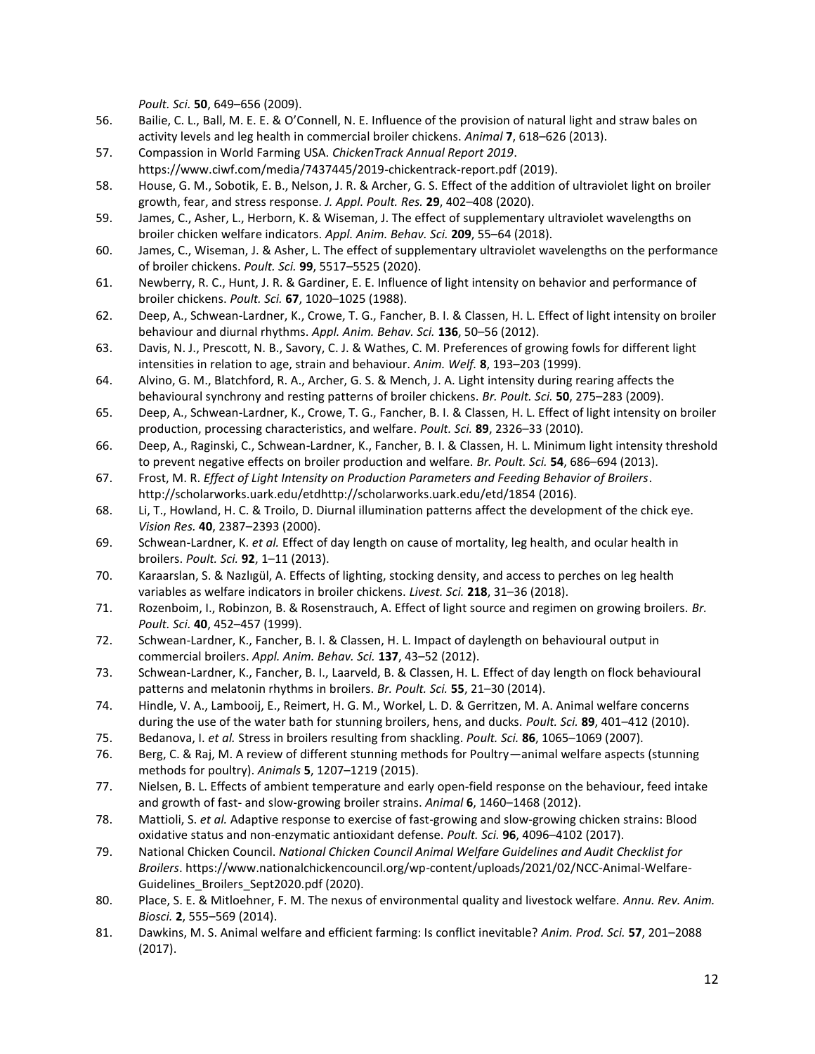*Poult. Sci.* **50**, 649–656 (2009).

56. Bailie, C. L., Ball, M. E. E. & O'Connell, N. E. Influence of the provision of natural light and straw bales on activity levels and leg health in commercial broiler chickens. *Animal* **7**, 618–626 (2013).
57. Compassion in World Farming USA. *ChickenTrack Annual Report 2019*. https://www.ciwf.com/media/7437445/2019-chickentrack-report.pdf (2019).
58. House, G. M., Sobotik, E. B., Nelson, J. R. & Archer, G. S. Effect of the addition of ultraviolet light on broiler growth, fear, and stress response. *J. Appl. Poult. Res.* **29**, 402–408 (2020).
59. James, C., Asher, L., Herborn, K. & Wiseman, J. The effect of supplementary ultraviolet wavelengths on broiler chicken welfare indicators. *Appl. Anim. Behav. Sci.* **209**, 55–64 (2018).
60. James, C., Wiseman, J. & Asher, L. The effect of supplementary ultraviolet wavelengths on the performance of broiler chickens. *Poult. Sci.* **99**, 5517–5525 (2020).
61. Newberry, R. C., Hunt, J. R. & Gardiner, E. E. Influence of light intensity on behavior and performance of broiler chickens. *Poult. Sci.* **67**, 1020–1025 (1988).
62. Deep, A., Schwean-Lardner, K., Crowe, T. G., Fancher, B. I. & Classen, H. L. Effect of light intensity on broiler behaviour and diurnal rhythms. *Appl. Anim. Behav. Sci.* **136**, 50–56 (2012).
63. Davis, N. J., Prescott, N. B., Savory, C. J. & Wathes, C. M. Preferences of growing fowls for different light intensities in relation to age, strain and behaviour. *Anim. Welf.* **8**, 193–203 (1999).
64. Alvino, G. M., Blatchford, R. A., Archer, G. S. & Mench, J. A. Light intensity during rearing affects the behavioural synchrony and resting patterns of broiler chickens. *Br. Poult. Sci.* **50**, 275–283 (2009).
65. Deep, A., Schwean-Lardner, K., Crowe, T. G., Fancher, B. I. & Classen, H. L. Effect of light intensity on broiler production, processing characteristics, and welfare. *Poult. Sci.* **89**, 2326–33 (2010).
66. Deep, A., Raginski, C., Schwean-Lardner, K., Fancher, B. I. & Classen, H. L. Minimum light intensity threshold to prevent negative effects on broiler production and welfare. *Br. Poult. Sci.* **54**, 686–694 (2013).
67. Frost, M. R. *Effect of Light Intensity on Production Parameters and Feeding Behavior of Broilers*. http://scholarworks.uark.edu/etdhttp://scholarworks.uark.edu/etd/1854 (2016).
68. Li, T., Howland, H. C. & Troilo, D. Diurnal illumination patterns affect the development of the chick eye. *Vision Res.* **40**, 2387–2393 (2000).
69. Schwean-Lardner, K. *et al.* Effect of day length on cause of mortality, leg health, and ocular health in broilers. *Poult. Sci.* **92**, 1–11 (2013).
70. Karaarslan, S. & Nazlıgül, A. Effects of lighting, stocking density, and access to perches on leg health variables as welfare indicators in broiler chickens. *Livest. Sci.* **218**, 31–36 (2018).
71. Rozenboim, I., Robinzon, B. & Rosenstrauch, A. Effect of light source and regimen on growing broilers. *Br. Poult. Sci.* **40**, 452–457 (1999).
72. Schwean-Lardner, K., Fancher, B. I. & Classen, H. L. Impact of daylength on behavioural output in commercial broilers. *Appl. Anim. Behav. Sci.* **137**, 43–52 (2012).
73. Schwean-Lardner, K., Fancher, B. I., Laarveld, B. & Classen, H. L. Effect of day length on flock behavioural patterns and melatonin rhythms in broilers. *Br. Poult. Sci.* **55**, 21–30 (2014).
74. Hindle, V. A., Lambooij, E., Reimert, H. G. M., Workel, L. D. & Gerritzen, M. A. Animal welfare concerns during the use of the water bath for stunning broilers, hens, and ducks. *Poult. Sci.* **89**, 401–412 (2010).
75. Bedanova, I. *et al.* Stress in broilers resulting from shackling. *Poult. Sci.* **86**, 1065–1069 (2007).
76. Berg, C. & Raj, M. A review of different stunning methods for Poultry—animal welfare aspects (stunning methods for poultry). *Animals* **5**, 1207–1219 (2015).
77. Nielsen, B. L. Effects of ambient temperature and early open-field response on the behaviour, feed intake and growth of fast- and slow-growing broiler strains. *Animal* **6**, 1460–1468 (2012).
78. Mattioli, S. *et al.* Adaptive response to exercise of fast-growing and slow-growing chicken strains: Blood oxidative status and non-enzymatic antioxidant defense. *Poult. Sci.* **96**, 4096–4102 (2017).
79. National Chicken Council. *National Chicken Council Animal Welfare Guidelines and Audit Checklist for Broilers*. https://www.nationalchickencouncil.org/wp-content/uploads/2021/02/NCC-Animal-Welfare-Guidelines_Broilers_Sept2020.pdf (2020).
80. Place, S. E. & Mitloehner, F. M. The nexus of environmental quality and livestock welfare. *Annu. Rev. Anim. Biosci.* **2**, 555–569 (2014).
81. Dawkins, M. S. Animal welfare and efficient farming: Is conflict inevitable? *Anim. Prod. Sci.* **57**, 201–2088 (2017).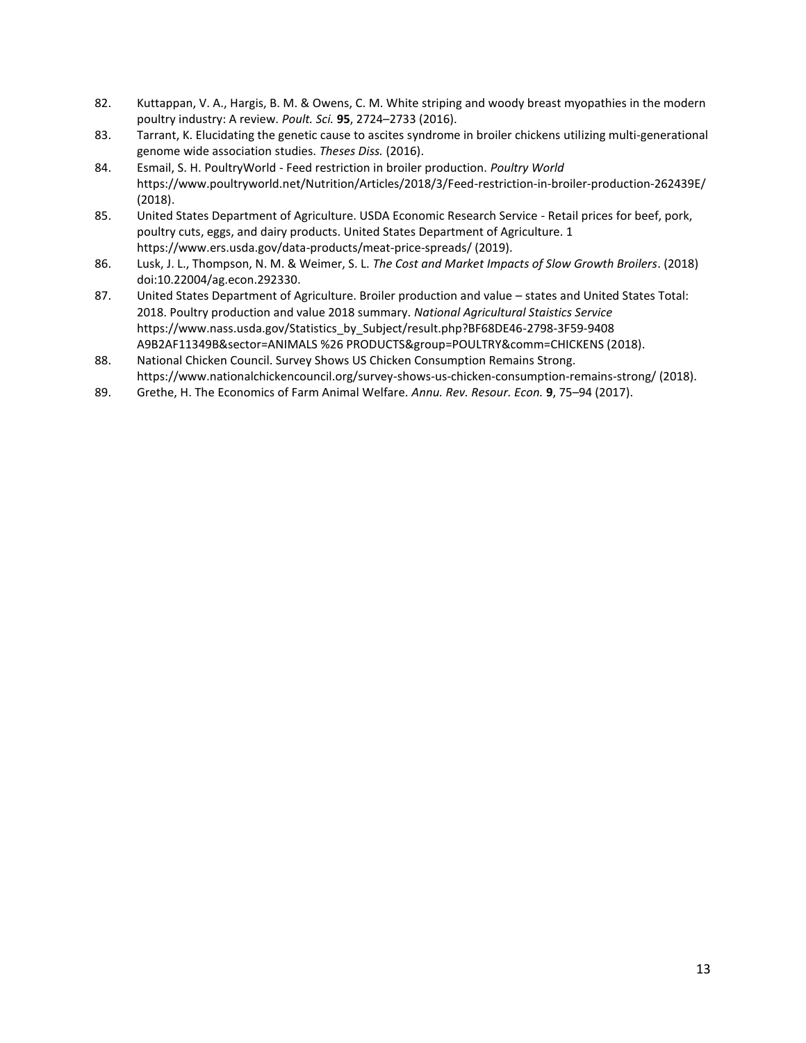82. Kuttappan, V. A., Hargis, B. M. & Owens, C. M. White striping and woody breast myopathies in the modern poultry industry: A review. *Poult. Sci.* **95**, 2724–2733 (2016).
83. Tarrant, K. Elucidating the genetic cause to ascites syndrome in broiler chickens utilizing multi-generational genome wide association studies. *Theses Diss.* (2016).
84. Esmail, S. H. PoultryWorld - Feed restriction in broiler production. *Poultry World* https://www.poultryworld.net/Nutrition/Articles/2018/3/Feed-restriction-in-broiler-production-262439E/ (2018).
85. United States Department of Agriculture. USDA Economic Research Service - Retail prices for beef, pork, poultry cuts, eggs, and dairy products. United States Department of Agriculture. 1 https://www.ers.usda.gov/data-products/meat-price-spreads/ (2019).
86. Lusk, J. L., Thompson, N. M. & Weimer, S. L. *The Cost and Market Impacts of Slow Growth Broilers*. (2018) doi:10.22004/ag.econ.292330.
87. United States Department of Agriculture. Broiler production and value – states and United States Total: 2018. Poultry production and value 2018 summary. *National Agricultural Staistics Service* https://www.nass.usda.gov/Statistics_by_Subject/result.php?BF68DE46-2798-3F59-9408 A9B2AF11349B&sector=ANIMALS %26 PRODUCTS&group=POULTRY&comm=CHICKENS (2018).
88. National Chicken Council. Survey Shows US Chicken Consumption Remains Strong. https://www.nationalchickencouncil.org/survey-shows-us-chicken-consumption-remains-strong/ (2018).
89. Grethe, H. The Economics of Farm Animal Welfare. *Annu. Rev. Resour. Econ.* **9**, 75–94 (2017).